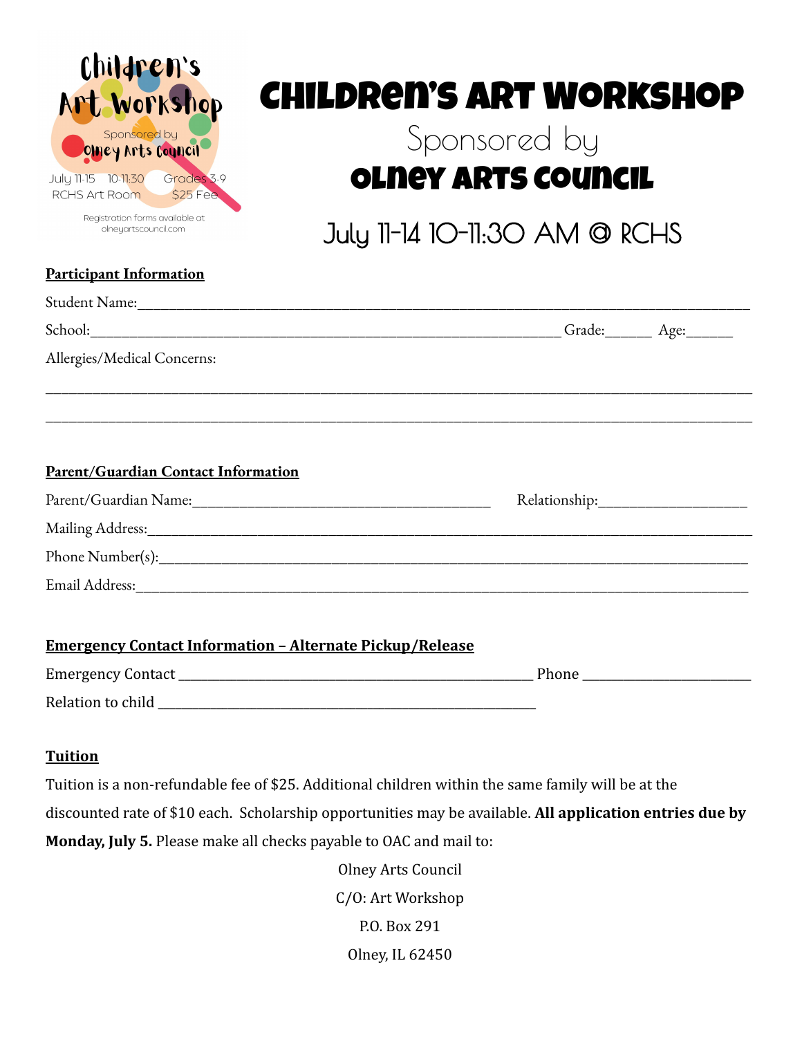# Children's Art Workshop

Sponsored by

## Olney Arts Council

July 11-14 10-11:30 AM @ RCHS

**Participant Information**

Student Name:____________________________________________

School:____________________________________ Grade:______ Age:______

Allergies/Medical Concerns:

________________________________________________________________

________________________________________________________________

**Parent/Guardian Contact Information**

Parent/Guardian Name:______________________________ Relationship:________________

Mailing Address:____________________________________________

Phone Number(s):____________________________________________

Email Address:____________________________________________

**Emergency Contact Information – Alternate Pickup/Release**

Emergency Contact ______________________________ Phone ________________

Relation to child ______________________________

**Tuition**

Tuition is a non-refundable fee of $25. Additional children within the same family will be at the discounted rate of $10 each. Scholarship opportunities may be available. **All application entries due by Monday, July 5.** Please make all checks payable to OAC and mail to:

Olney Arts Council
C/O: Art Workshop
P.O. Box 291
Olney, IL 62450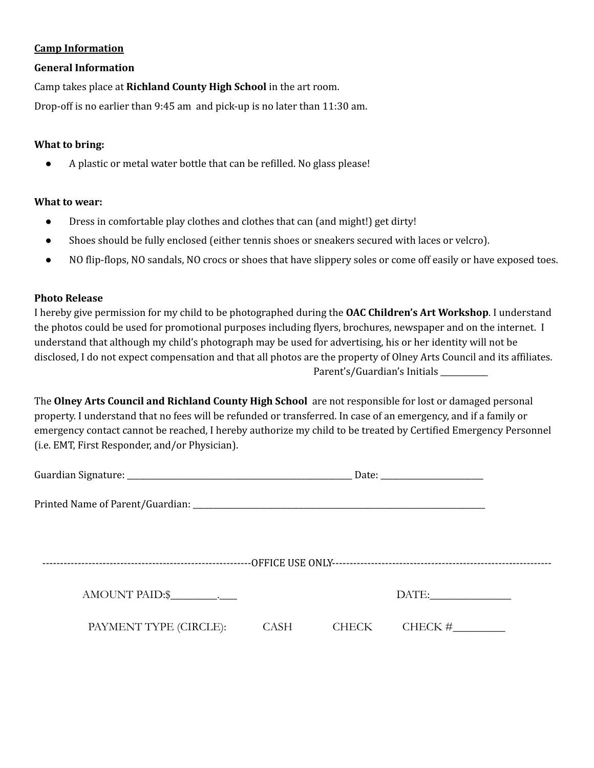**<u>Camp Information</u>**

**General Information**

Camp takes place at **Richland County High School** in the art room.

Drop-off is no earlier than 9:45 am and pick-up is no later than 11:30 am.

**What to bring:**

- A plastic or metal water bottle that can be refilled. No glass please!

**What to wear:**

- Dress in comfortable play clothes and clothes that can (and might!) get dirty!
- Shoes should be fully enclosed (either tennis shoes or sneakers secured with laces or velcro).
- NO flip-flops, NO sandals, NO crocs or shoes that have slippery soles or come off easily or have exposed toes.

**Photo Release**

I hereby give permission for my child to be photographed during the **OAC Children's Art Workshop**. I understand the photos could be used for promotional purposes including flyers, brochures, newspaper and on the internet. I understand that although my child's photograph may be used for advertising, his or her identity will not be disclosed, I do not expect compensation and that all photos are the property of Olney Arts Council and its affiliates.

Parent's/Guardian's Initials ___________

The **Olney Arts Council and Richland County High School** are not responsible for lost or damaged personal property. I understand that no fees will be refunded or transferred. In case of an emergency, and if a family or emergency contact cannot be reached, I hereby authorize my child to be treated by Certified Emergency Personnel (i.e. EMT, First Responder, and/or Physician).

Guardian Signature: ________________________________________________ Date: ______________________

Printed Name of Parent/Guardian: ______________________________________________________________

---------------------------------------------------------OFFICE USE ONLY---------------------------------------------------------

AMOUNT PAID:$_________.____ DATE:________________

PAYMENT TYPE (CIRCLE): CASH CHECK CHECK #__________